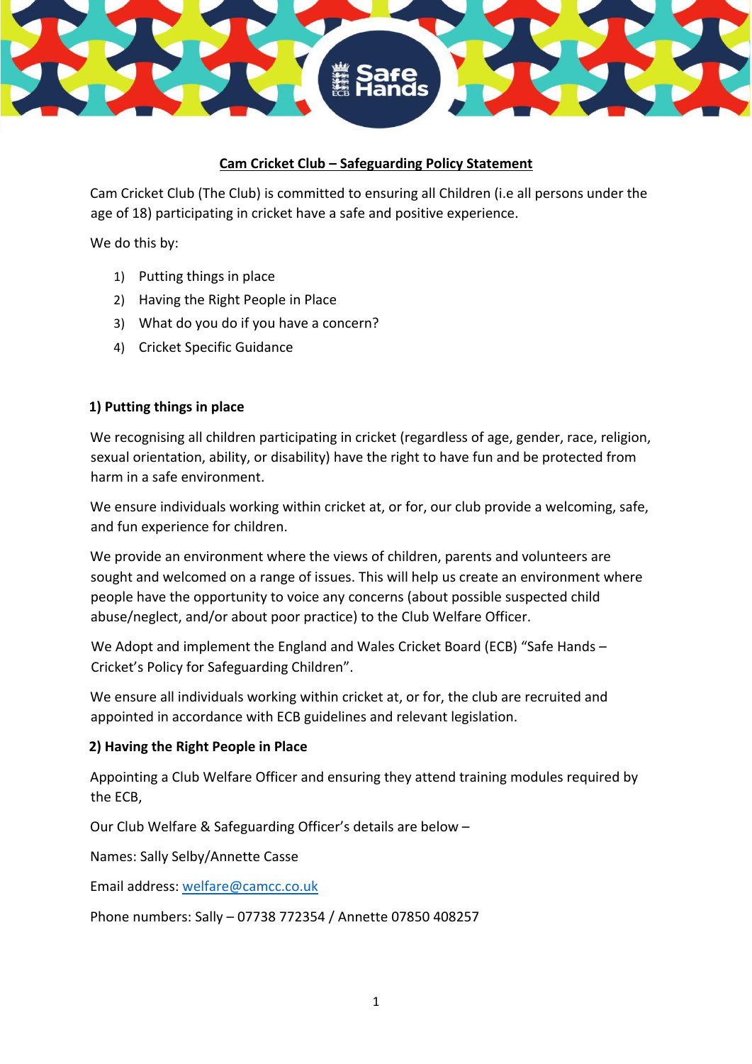# Cam Cricket Club – Safeguarding Policy Statement

Cam Cricket Club (The Club) is committed to ensuring all Children (i.e all persons under the age of 18) participating in cricket have a safe and positive experience.

We do this by:

1) Putting things in place
2) Having the Right People in Place
3) What do you do if you have a concern?
4) Cricket Specific Guidance

## 1) Putting things in place

We recognising all children participating in cricket (regardless of age, gender, race, religion, sexual orientation, ability, or disability) have the right to have fun and be protected from harm in a safe environment.

We ensure individuals working within cricket at, or for, our club provide a welcoming, safe, and fun experience for children.

We provide an environment where the views of children, parents and volunteers are sought and welcomed on a range of issues. This will help us create an environment where people have the opportunity to voice any concerns (about possible suspected child abuse/neglect, and/or about poor practice) to the Club Welfare Officer.

We Adopt and implement the England and Wales Cricket Board (ECB) "Safe Hands – Cricket's Policy for Safeguarding Children".

We ensure all individuals working within cricket at, or for, the club are recruited and appointed in accordance with ECB guidelines and relevant legislation.

## 2) Having the Right People in Place

Appointing a Club Welfare Officer and ensuring they attend training modules required by the ECB,

Our Club Welfare & Safeguarding Officer's details are below –

Names: Sally Selby/Annette Casse

Email address: welfare@camcc.co.uk

Phone numbers: Sally – 07738 772354 / Annette 07850 408257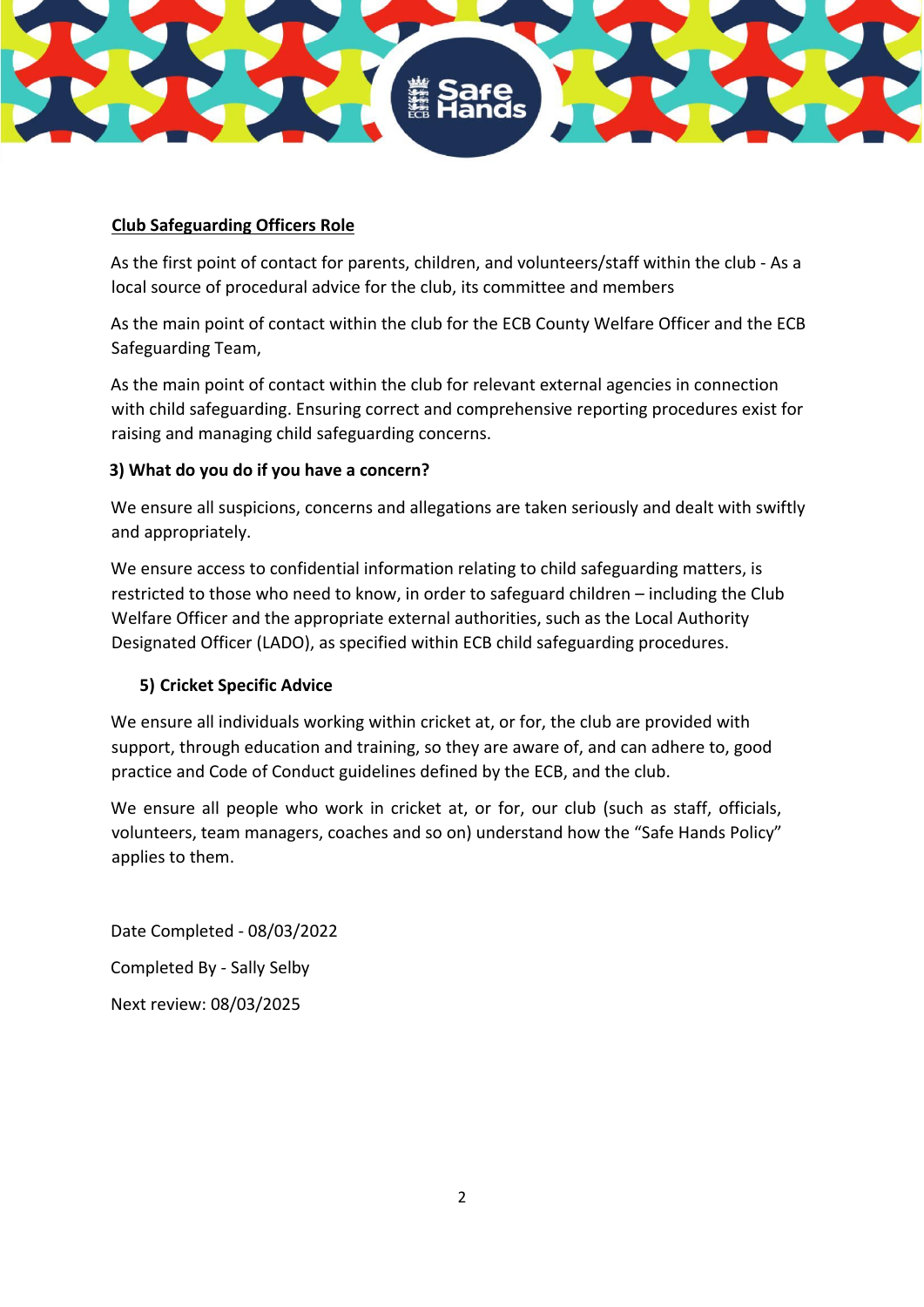**Club Safeguarding Officers Role**

As the first point of contact for parents, children, and volunteers/staff within the club - As a local source of procedural advice for the club, its committee and members

As the main point of contact within the club for the ECB County Welfare Officer and the ECB Safeguarding Team,

As the main point of contact within the club for relevant external agencies in connection with child safeguarding. Ensuring correct and comprehensive reporting procedures exist for raising and managing child safeguarding concerns.

**3) What do you do if you have a concern?**

We ensure all suspicions, concerns and allegations are taken seriously and dealt with swiftly and appropriately.

We ensure access to confidential information relating to child safeguarding matters, is restricted to those who need to know, in order to safeguard children – including the Club Welfare Officer and the appropriate external authorities, such as the Local Authority Designated Officer (LADO), as specified within ECB child safeguarding procedures.

**5) Cricket Specific Advice**

We ensure all individuals working within cricket at, or for, the club are provided with support, through education and training, so they are aware of, and can adhere to, good practice and Code of Conduct guidelines defined by the ECB, and the club.

We ensure all people who work in cricket at, or for, our club (such as staff, officials, volunteers, team managers, coaches and so on) understand how the "Safe Hands Policy" applies to them.

Date Completed - 08/03/2022

Completed By - Sally Selby

Next review: 08/03/2025